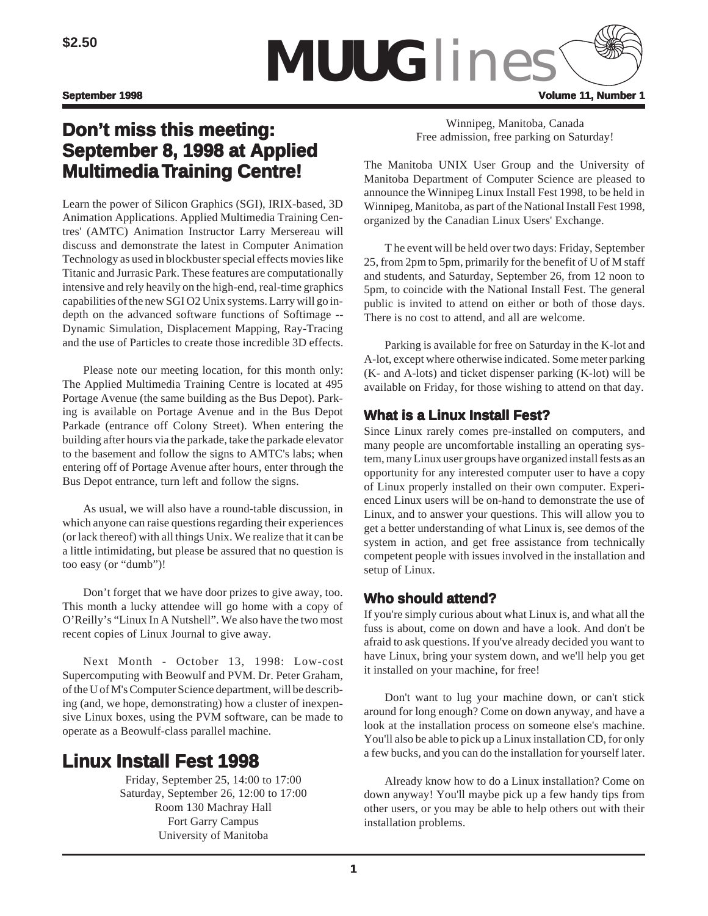$2.50

# MUUGlines

September 1998 Volume 11, Number 1

## Don't miss this meeting: September 8, 1998 at Applied Multimedia Training Centre!

Learn the power of Silicon Graphics (SGI), IRIX-based, 3D Animation Applications. Applied Multimedia Training Centres' (AMTC) Animation Instructor Larry Mersereau will discuss and demonstrate the latest in Computer Animation Technology as used in blockbuster special effects movies like Titanic and Jurrasic Park. These features are computationally intensive and rely heavily on the high-end, real-time graphics capabilities of the new SGI O2 Unix systems. Larry will go in-depth on the advanced software functions of Softimage -- Dynamic Simulation, Displacement Mapping, Ray-Tracing and the use of Particles to create those incredible 3D effects.

Please note our meeting location, for this month only: The Applied Multimedia Training Centre is located at 495 Portage Avenue (the same building as the Bus Depot). Parking is available on Portage Avenue and in the Bus Depot Parkade (entrance off Colony Street). When entering the building after hours via the parkade, take the parkade elevator to the basement and follow the signs to AMTC's labs; when entering off of Portage Avenue after hours, enter through the Bus Depot entrance, turn left and follow the signs.

As usual, we will also have a round-table discussion, in which anyone can raise questions regarding their experiences (or lack thereof) with all things Unix. We realize that it can be a little intimidating, but please be assured that no question is too easy (or "dumb")!

Don't forget that we have door prizes to give away, too. This month a lucky attendee will go home with a copy of O'Reilly's "Linux In A Nutshell". We also have the two most recent copies of Linux Journal to give away.

Next Month - October 13, 1998: Low-cost Supercomputing with Beowulf and PVM. Dr. Peter Graham, of the U of M's Computer Science department, will be describing (and, we hope, demonstrating) how a cluster of inexpensive Linux boxes, using the PVM software, can be made to operate as a Beowulf-class parallel machine.

## Linux Install Fest 1998

Friday, September 25, 14:00 to 17:00
Saturday, September 26, 12:00 to 17:00
Room 130 Machray Hall
Fort Garry Campus
University of Manitoba
Winnipeg, Manitoba, Canada
Free admission, free parking on Saturday!

The Manitoba UNIX User Group and the University of Manitoba Department of Computer Science are pleased to announce the Winnipeg Linux Install Fest 1998, to be held in Winnipeg, Manitoba, as part of the National Install Fest 1998, organized by the Canadian Linux Users' Exchange.

T he event will be held over two days: Friday, September 25, from 2pm to 5pm, primarily for the benefit of U of M staff and students, and Saturday, September 26, from 12 noon to 5pm, to coincide with the National Install Fest. The general public is invited to attend on either or both of those days. There is no cost to attend, and all are welcome.

Parking is available for free on Saturday in the K-lot and A-lot, except where otherwise indicated. Some meter parking (K- and A-lots) and ticket dispenser parking (K-lot) will be available on Friday, for those wishing to attend on that day.

### What is a Linux Install Fest?

Since Linux rarely comes pre-installed on computers, and many people are uncomfortable installing an operating system, many Linux user groups have organized install fests as an opportunity for any interested computer user to have a copy of Linux properly installed on their own computer. Experienced Linux users will be on-hand to demonstrate the use of Linux, and to answer your questions. This will allow you to get a better understanding of what Linux is, see demos of the system in action, and get free assistance from technically competent people with issues involved in the installation and setup of Linux.

### Who should attend?

If you're simply curious about what Linux is, and what all the fuss is about, come on down and have a look. And don't be afraid to ask questions. If you've already decided you want to have Linux, bring your system down, and we'll help you get it installed on your machine, for free!

Don't want to lug your machine down, or can't stick around for long enough? Come on down anyway, and have a look at the installation process on someone else's machine. You'll also be able to pick up a Linux installation CD, for only a few bucks, and you can do the installation for yourself later.

Already know how to do a Linux installation? Come on down anyway! You'll maybe pick up a few handy tips from other users, or you may be able to help others out with their installation problems.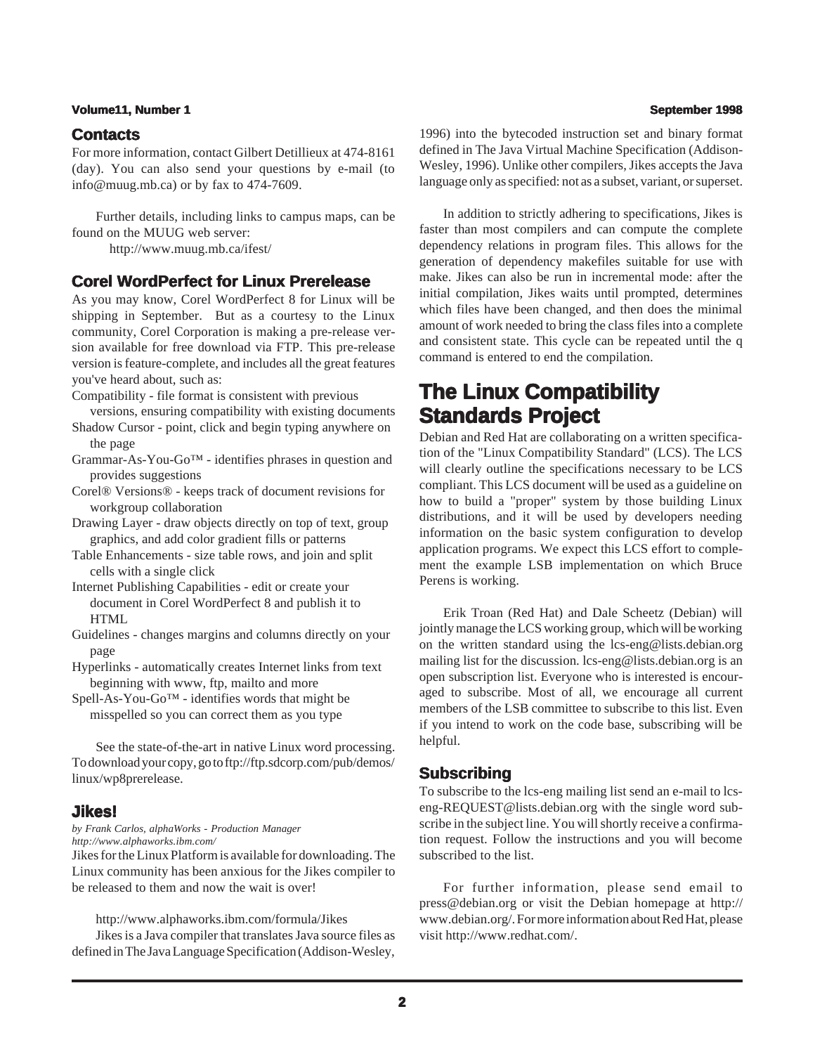## Contacts

For more information, contact Gilbert Detillieux at 474-8161 (day). You can also send your questions by e-mail (to info@muug.mb.ca) or by fax to 474-7609.

Further details, including links to campus maps, can be found on the MUUG web server:

http://www.muug.mb.ca/ifest/

## Corel WordPerfect for Linux Prerelease

As you may know, Corel WordPerfect 8 for Linux will be shipping in September. But as a courtesy to the Linux community, Corel Corporation is making a pre-release version available for free download via FTP. This pre-release version is feature-complete, and includes all the great features you've heard about, such as:

- Compatibility - file format is consistent with previous versions, ensuring compatibility with existing documents
- Shadow Cursor - point, click and begin typing anywhere on the page
- Grammar-As-You-Go™ - identifies phrases in question and provides suggestions
- Corel® Versions® - keeps track of document revisions for workgroup collaboration
- Drawing Layer - draw objects directly on top of text, group graphics, and add color gradient fills or patterns
- Table Enhancements - size table rows, and join and split cells with a single click
- Internet Publishing Capabilities - edit or create your document in Corel WordPerfect 8 and publish it to HTML
- Guidelines - changes margins and columns directly on your page
- Hyperlinks - automatically creates Internet links from text beginning with www, ftp, mailto and more
- Spell-As-You-Go™ - identifies words that might be misspelled so you can correct them as you type

See the state-of-the-art in native Linux word processing. To download your copy, go to ftp://ftp.sdcorp.com/pub/demos/linux/wp8prerelease.

## Jikes!

*by Frank Carlos, alphaWorks - Production Manager*
*http://www.alphaworks.ibm.com/*

Jikes for the Linux Platform is available for downloading. The Linux community has been anxious for the Jikes compiler to be released to them and now the wait is over!

http://www.alphaworks.ibm.com/formula/Jikes

Jikes is a Java compiler that translates Java source files as defined in The Java Language Specification (Addison-Wesley, 1996) into the bytecoded instruction set and binary format defined in The Java Virtual Machine Specification (Addison-Wesley, 1996). Unlike other compilers, Jikes accepts the Java language only as specified: not as a subset, variant, or superset.

In addition to strictly adhering to specifications, Jikes is faster than most compilers and can compute the complete dependency relations in program files. This allows for the generation of dependency makefiles suitable for use with make. Jikes can also be run in incremental mode: after the initial compilation, Jikes waits until prompted, determines which files have been changed, and then does the minimal amount of work needed to bring the class files into a complete and consistent state. This cycle can be repeated until the q command is entered to end the compilation.

# The Linux Compatibility Standards Project

Debian and Red Hat are collaborating on a written specification of the "Linux Compatibility Standard" (LCS). The LCS will clearly outline the specifications necessary to be LCS compliant. This LCS document will be used as a guideline on how to build a "proper" system by those building Linux distributions, and it will be used by developers needing information on the basic system configuration to develop application programs. We expect this LCS effort to complement the example LSB implementation on which Bruce Perens is working.

Erik Troan (Red Hat) and Dale Scheetz (Debian) will jointly manage the LCS working group, which will be working on the written standard using the lcs-eng@lists.debian.org mailing list for the discussion. lcs-eng@lists.debian.org is an open subscription list. Everyone who is interested is encouraged to subscribe. Most of all, we encourage all current members of the LSB committee to subscribe to this list. Even if you intend to work on the code base, subscribing will be helpful.

## Subscribing

To subscribe to the lcs-eng mailing list send an e-mail to lcs-eng-REQUEST@lists.debian.org with the single word subscribe in the subject line. You will shortly receive a confirmation request. Follow the instructions and you will become subscribed to the list.

For further information, please send email to press@debian.org or visit the Debian homepage at http://www.debian.org/. For more information about Red Hat, please visit http://www.redhat.com/.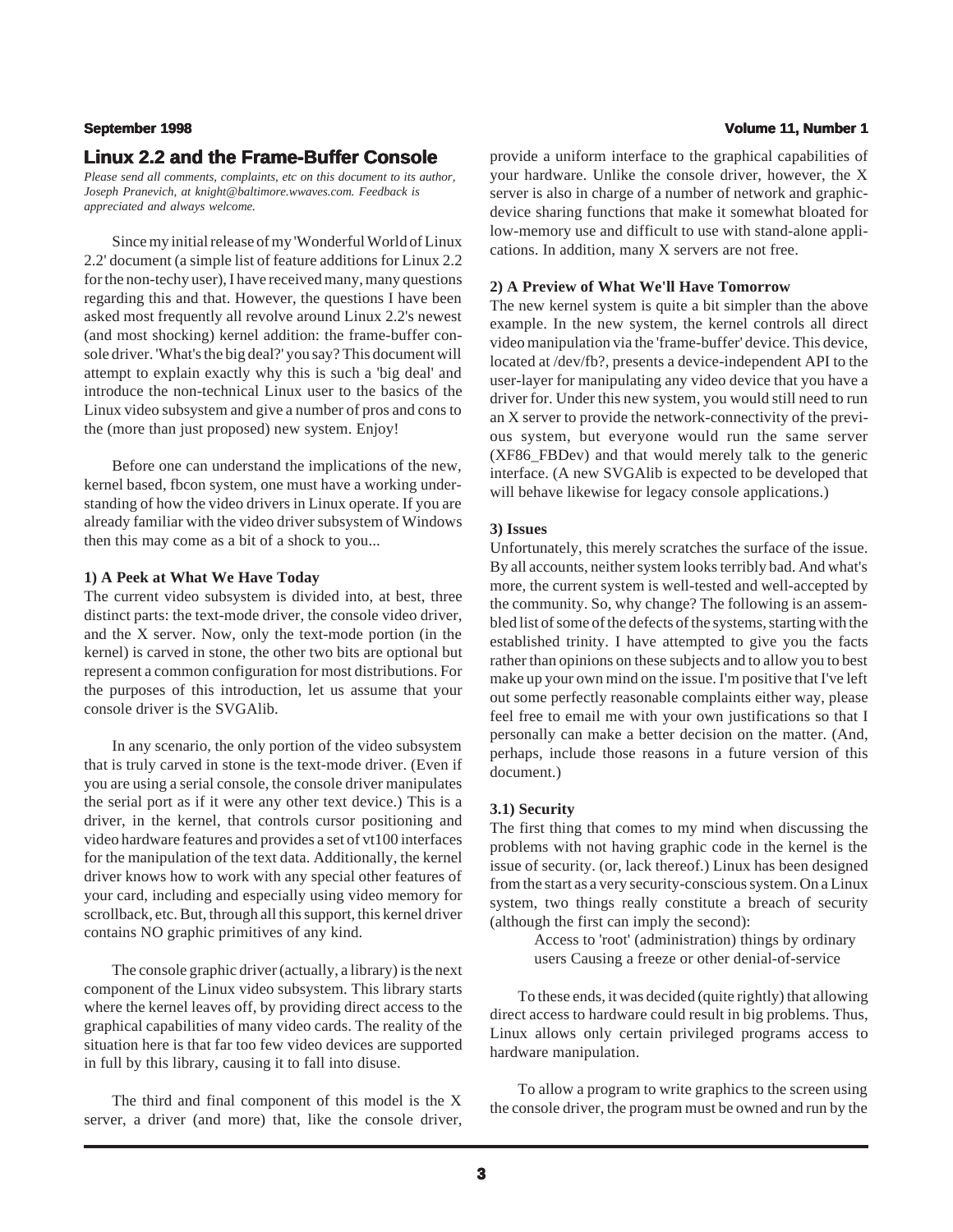## Linux 2.2 and the Frame-Buffer Console

*Please send all comments, complaints, etc on this document to its author, Joseph Pranevich, at knight@baltimore.wwaves.com. Feedback is appreciated and always welcome.*

Since my initial release of my 'Wonderful World of Linux 2.2' document (a simple list of feature additions for Linux 2.2 for the non-techy user), I have received many, many questions regarding this and that. However, the questions I have been asked most frequently all revolve around Linux 2.2's newest (and most shocking) kernel addition: the frame-buffer console driver. 'What's the big deal?' you say? This document will attempt to explain exactly why this is such a 'big deal' and introduce the non-technical Linux user to the basics of the Linux video subsystem and give a number of pros and cons to the (more than just proposed) new system. Enjoy!

Before one can understand the implications of the new, kernel based, fbcon system, one must have a working understanding of how the video drivers in Linux operate. If you are already familiar with the video driver subsystem of Windows then this may come as a bit of a shock to you...

**1) A Peek at What We Have Today**

The current video subsystem is divided into, at best, three distinct parts: the text-mode driver, the console video driver, and the X server. Now, only the text-mode portion (in the kernel) is carved in stone, the other two bits are optional but represent a common configuration for most distributions. For the purposes of this introduction, let us assume that your console driver is the SVGAlib.

In any scenario, the only portion of the video subsystem that is truly carved in stone is the text-mode driver. (Even if you are using a serial console, the console driver manipulates the serial port as if it were any other text device.) This is a driver, in the kernel, that controls cursor positioning and video hardware features and provides a set of vt100 interfaces for the manipulation of the text data. Additionally, the kernel driver knows how to work with any special other features of your card, including and especially using video memory for scrollback, etc. But, through all this support, this kernel driver contains NO graphic primitives of any kind.

The console graphic driver (actually, a library) is the next component of the Linux video subsystem. This library starts where the kernel leaves off, by providing direct access to the graphical capabilities of many video cards. The reality of the situation here is that far too few video devices are supported in full by this library, causing it to fall into disuse.

The third and final component of this model is the X server, a driver (and more) that, like the console driver, provide a uniform interface to the graphical capabilities of your hardware. Unlike the console driver, however, the X server is also in charge of a number of network and graphic-device sharing functions that make it somewhat bloated for low-memory use and difficult to use with stand-alone applications. In addition, many X servers are not free.

**2) A Preview of What We'll Have Tomorrow**

The new kernel system is quite a bit simpler than the above example. In the new system, the kernel controls all direct video manipulation via the 'frame-buffer' device. This device, located at /dev/fb?, presents a device-independent API to the user-layer for manipulating any video device that you have a driver for. Under this new system, you would still need to run an X server to provide the network-connectivity of the previous system, but everyone would run the same server (XF86_FBDev) and that would merely talk to the generic interface. (A new SVGAlib is expected to be developed that will behave likewise for legacy console applications.)

**3) Issues**

Unfortunately, this merely scratches the surface of the issue. By all accounts, neither system looks terribly bad. And what's more, the current system is well-tested and well-accepted by the community. So, why change? The following is an assembled list of some of the defects of the systems, starting with the established trinity. I have attempted to give you the facts rather than opinions on these subjects and to allow you to best make up your own mind on the issue. I'm positive that I've left out some perfectly reasonable complaints either way, please feel free to email me with your own justifications so that I personally can make a better decision on the matter. (And, perhaps, include those reasons in a future version of this document.)

**3.1) Security**

The first thing that comes to my mind when discussing the problems with not having graphic code in the kernel is the issue of security. (or, lack thereof.) Linux has been designed from the start as a very security-conscious system. On a Linux system, two things really constitute a breach of security (although the first can imply the second):

> Access to 'root' (administration) things by ordinary users Causing a freeze or other denial-of-service

To these ends, it was decided (quite rightly) that allowing direct access to hardware could result in big problems. Thus, Linux allows only certain privileged programs access to hardware manipulation.

To allow a program to write graphics to the screen using the console driver, the program must be owned and run by the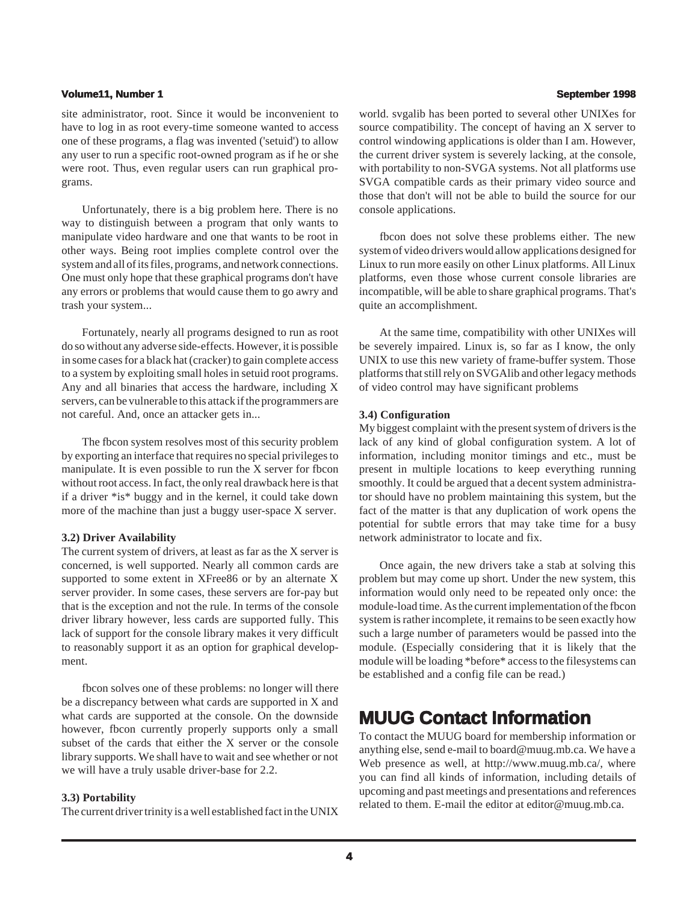site administrator, root. Since it would be inconvenient to have to log in as root every-time someone wanted to access one of these programs, a flag was invented ('setuid') to allow any user to run a specific root-owned program as if he or she were root. Thus, even regular users can run graphical programs.

Unfortunately, there is a big problem here. There is no way to distinguish between a program that only wants to manipulate video hardware and one that wants to be root in other ways. Being root implies complete control over the system and all of its files, programs, and network connections. One must only hope that these graphical programs don't have any errors or problems that would cause them to go awry and trash your system...

Fortunately, nearly all programs designed to run as root do so without any adverse side-effects. However, it is possible in some cases for a black hat (cracker) to gain complete access to a system by exploiting small holes in setuid root programs. Any and all binaries that access the hardware, including X servers, can be vulnerable to this attack if the programmers are not careful. And, once an attacker gets in...

The fbcon system resolves most of this security problem by exporting an interface that requires no special privileges to manipulate. It is even possible to run the X server for fbcon without root access. In fact, the only real drawback here is that if a driver *is* buggy and in the kernel, it could take down more of the machine than just a buggy user-space X server.

**3.2) Driver Availability**

The current system of drivers, at least as far as the X server is concerned, is well supported. Nearly all common cards are supported to some extent in XFree86 or by an alternate X server provider. In some cases, these servers are for-pay but that is the exception and not the rule. In terms of the console driver library however, less cards are supported fully. This lack of support for the console library makes it very difficult to reasonably support it as an option for graphical development.

fbcon solves one of these problems: no longer will there be a discrepancy between what cards are supported in X and what cards are supported at the console. On the downside however, fbcon currently properly supports only a small subset of the cards that either the X server or the console library supports. We shall have to wait and see whether or not we will have a truly usable driver-base for 2.2.

**3.3) Portability**

The current driver trinity is a well established fact in the UNIX world. svgalib has been ported to several other UNIXes for source compatibility. The concept of having an X server to control windowing applications is older than I am. However, the current driver system is severely lacking, at the console, with portability to non-SVGA systems. Not all platforms use SVGA compatible cards as their primary video source and those that don't will not be able to build the source for our console applications.

fbcon does not solve these problems either. The new system of video drivers would allow applications designed for Linux to run more easily on other Linux platforms. All Linux platforms, even those whose current console libraries are incompatible, will be able to share graphical programs. That's quite an accomplishment.

At the same time, compatibility with other UNIXes will be severely impaired. Linux is, so far as I know, the only UNIX to use this new variety of frame-buffer system. Those platforms that still rely on SVGAlib and other legacy methods of video control may have significant problems

**3.4) Configuration**

My biggest complaint with the present system of drivers is the lack of any kind of global configuration system. A lot of information, including monitor timings and etc., must be present in multiple locations to keep everything running smoothly. It could be argued that a decent system administrator should have no problem maintaining this system, but the fact of the matter is that any duplication of work opens the potential for subtle errors that may take time for a busy network administrator to locate and fix.

Once again, the new drivers take a stab at solving this problem but may come up short. Under the new system, this information would only need to be repeated only once: the module-load time. As the current implementation of the fbcon system is rather incomplete, it remains to be seen exactly how such a large number of parameters would be passed into the module. (Especially considering that it is likely that the module will be loading *before* access to the filesystems can be established and a config file can be read.)

## MUUG Contact Information

To contact the MUUG board for membership information or anything else, send e-mail to board@muug.mb.ca. We have a Web presence as well, at http://www.muug.mb.ca/, where you can find all kinds of information, including details of upcoming and past meetings and presentations and references related to them. E-mail the editor at editor@muug.mb.ca.